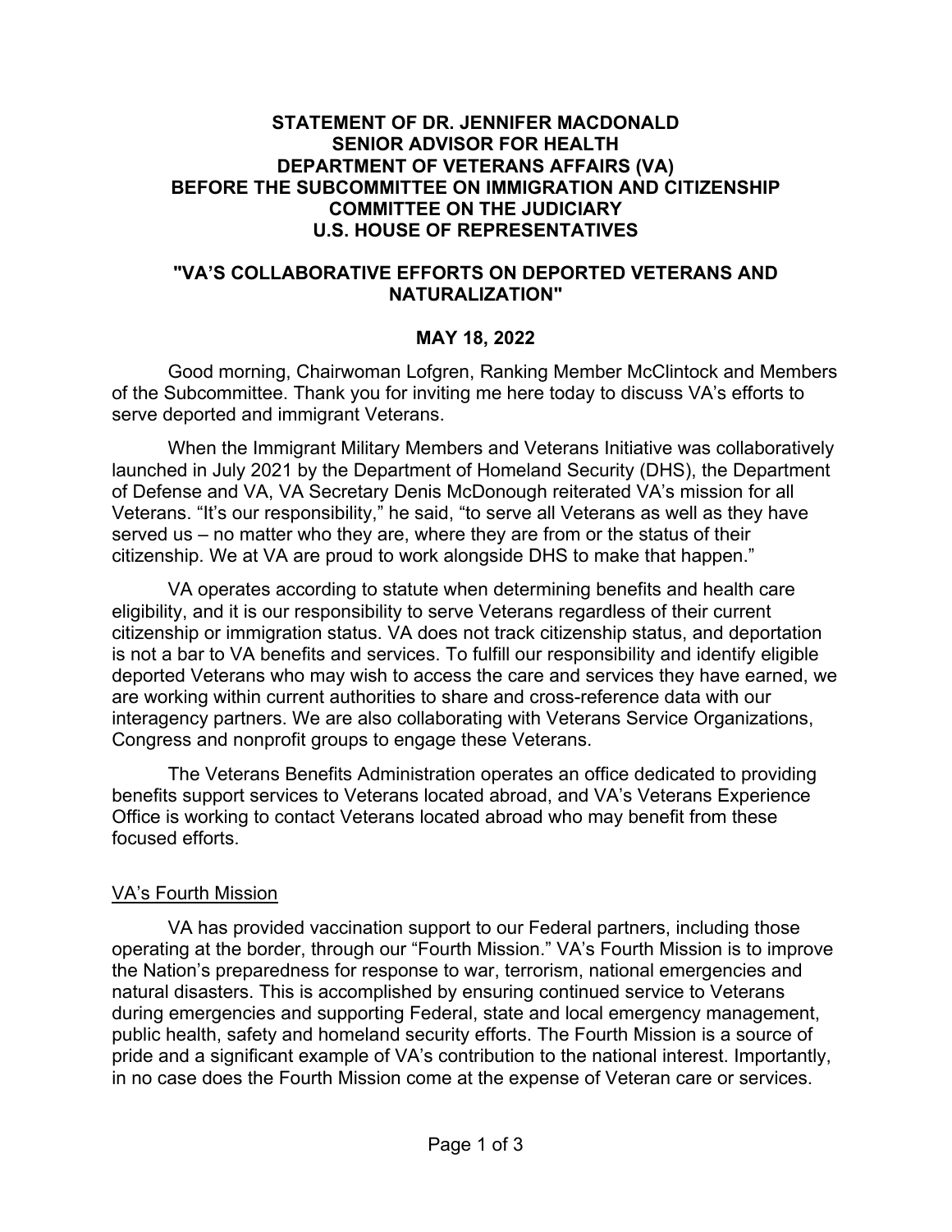**STATEMENT OF DR. JENNIFER MACDONALD**
**SENIOR ADVISOR FOR HEALTH**
**DEPARTMENT OF VETERANS AFFAIRS (VA)**
**BEFORE THE SUBCOMMITTEE ON IMMIGRATION AND CITIZENSHIP**
**COMMITTEE ON THE JUDICIARY**
**U.S. HOUSE OF REPRESENTATIVES**

**"VA'S COLLABORATIVE EFFORTS ON DEPORTED VETERANS AND NATURALIZATION"**

**MAY 18, 2022**

Good morning, Chairwoman Lofgren, Ranking Member McClintock and Members of the Subcommittee. Thank you for inviting me here today to discuss VA's efforts to serve deported and immigrant Veterans.

When the Immigrant Military Members and Veterans Initiative was collaboratively launched in July 2021 by the Department of Homeland Security (DHS), the Department of Defense and VA, VA Secretary Denis McDonough reiterated VA's mission for all Veterans. "It's our responsibility," he said, "to serve all Veterans as well as they have served us – no matter who they are, where they are from or the status of their citizenship. We at VA are proud to work alongside DHS to make that happen."

VA operates according to statute when determining benefits and health care eligibility, and it is our responsibility to serve Veterans regardless of their current citizenship or immigration status. VA does not track citizenship status, and deportation is not a bar to VA benefits and services. To fulfill our responsibility and identify eligible deported Veterans who may wish to access the care and services they have earned, we are working within current authorities to share and cross-reference data with our interagency partners. We are also collaborating with Veterans Service Organizations, Congress and nonprofit groups to engage these Veterans.

The Veterans Benefits Administration operates an office dedicated to providing benefits support services to Veterans located abroad, and VA's Veterans Experience Office is working to contact Veterans located abroad who may benefit from these focused efforts.

## VA's Fourth Mission

VA has provided vaccination support to our Federal partners, including those operating at the border, through our "Fourth Mission." VA's Fourth Mission is to improve the Nation's preparedness for response to war, terrorism, national emergencies and natural disasters. This is accomplished by ensuring continued service to Veterans during emergencies and supporting Federal, state and local emergency management, public health, safety and homeland security efforts. The Fourth Mission is a source of pride and a significant example of VA's contribution to the national interest. Importantly, in no case does the Fourth Mission come at the expense of Veteran care or services.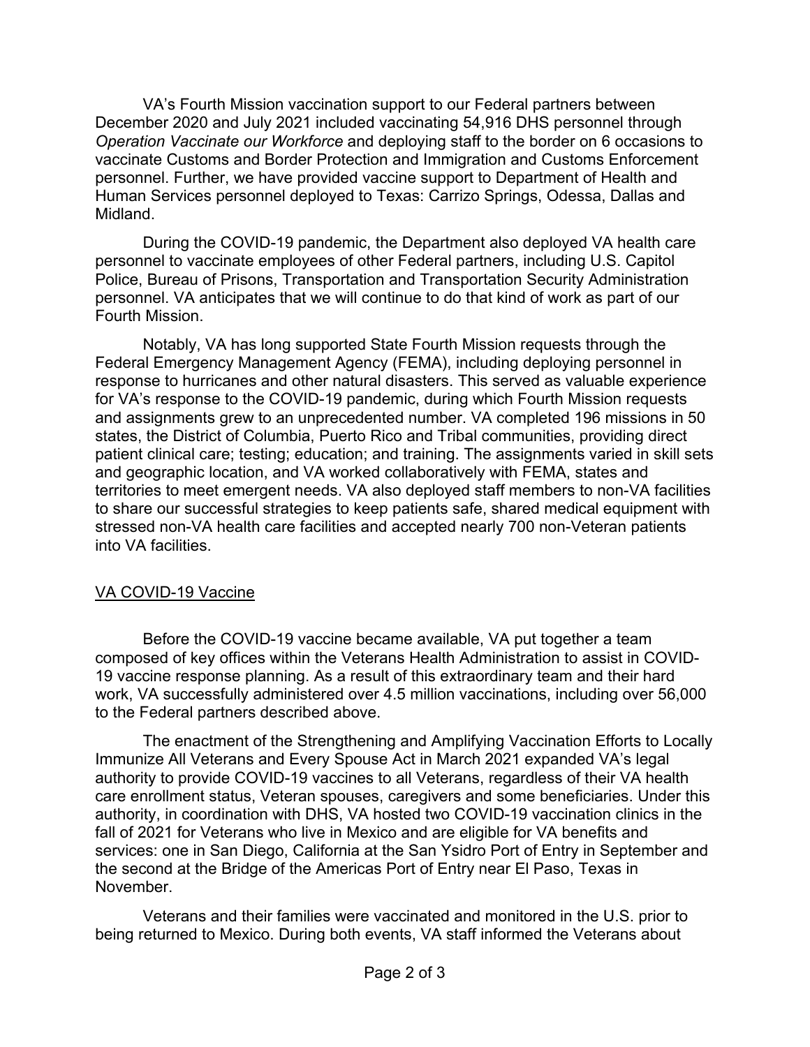VA's Fourth Mission vaccination support to our Federal partners between December 2020 and July 2021 included vaccinating 54,916 DHS personnel through *Operation Vaccinate our Workforce* and deploying staff to the border on 6 occasions to vaccinate Customs and Border Protection and Immigration and Customs Enforcement personnel. Further, we have provided vaccine support to Department of Health and Human Services personnel deployed to Texas: Carrizo Springs, Odessa, Dallas and Midland.

During the COVID-19 pandemic, the Department also deployed VA health care personnel to vaccinate employees of other Federal partners, including U.S. Capitol Police, Bureau of Prisons, Transportation and Transportation Security Administration personnel. VA anticipates that we will continue to do that kind of work as part of our Fourth Mission.

Notably, VA has long supported State Fourth Mission requests through the Federal Emergency Management Agency (FEMA), including deploying personnel in response to hurricanes and other natural disasters. This served as valuable experience for VA's response to the COVID-19 pandemic, during which Fourth Mission requests and assignments grew to an unprecedented number. VA completed 196 missions in 50 states, the District of Columbia, Puerto Rico and Tribal communities, providing direct patient clinical care; testing; education; and training. The assignments varied in skill sets and geographic location, and VA worked collaboratively with FEMA, states and territories to meet emergent needs. VA also deployed staff members to non-VA facilities to share our successful strategies to keep patients safe, shared medical equipment with stressed non-VA health care facilities and accepted nearly 700 non-Veteran patients into VA facilities.

## VA COVID-19 Vaccine

Before the COVID-19 vaccine became available, VA put together a team composed of key offices within the Veterans Health Administration to assist in COVID-19 vaccine response planning. As a result of this extraordinary team and their hard work, VA successfully administered over 4.5 million vaccinations, including over 56,000 to the Federal partners described above.

The enactment of the Strengthening and Amplifying Vaccination Efforts to Locally Immunize All Veterans and Every Spouse Act in March 2021 expanded VA's legal authority to provide COVID-19 vaccines to all Veterans, regardless of their VA health care enrollment status, Veteran spouses, caregivers and some beneficiaries. Under this authority, in coordination with DHS, VA hosted two COVID-19 vaccination clinics in the fall of 2021 for Veterans who live in Mexico and are eligible for VA benefits and services: one in San Diego, California at the San Ysidro Port of Entry in September and the second at the Bridge of the Americas Port of Entry near El Paso, Texas in November.

Veterans and their families were vaccinated and monitored in the U.S. prior to being returned to Mexico. During both events, VA staff informed the Veterans about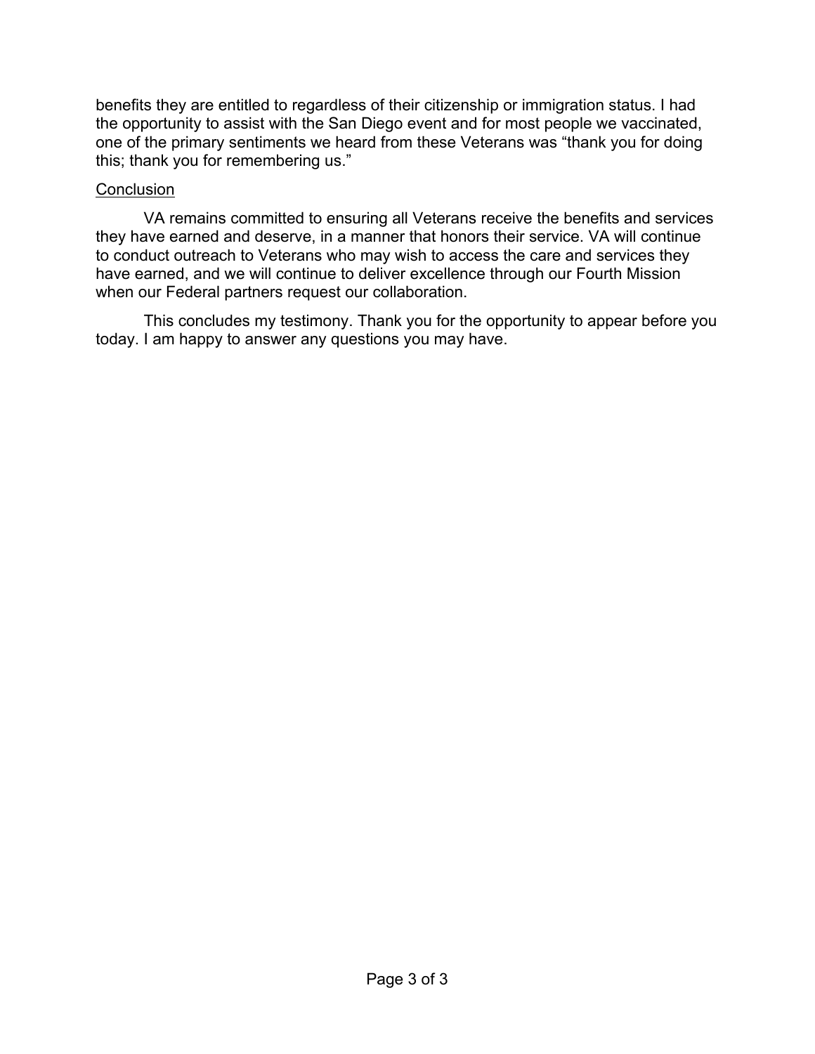benefits they are entitled to regardless of their citizenship or immigration status. I had the opportunity to assist with the San Diego event and for most people we vaccinated, one of the primary sentiments we heard from these Veterans was "thank you for doing this; thank you for remembering us."

## Conclusion

VA remains committed to ensuring all Veterans receive the benefits and services they have earned and deserve, in a manner that honors their service. VA will continue to conduct outreach to Veterans who may wish to access the care and services they have earned, and we will continue to deliver excellence through our Fourth Mission when our Federal partners request our collaboration.

This concludes my testimony. Thank you for the opportunity to appear before you today. I am happy to answer any questions you may have.